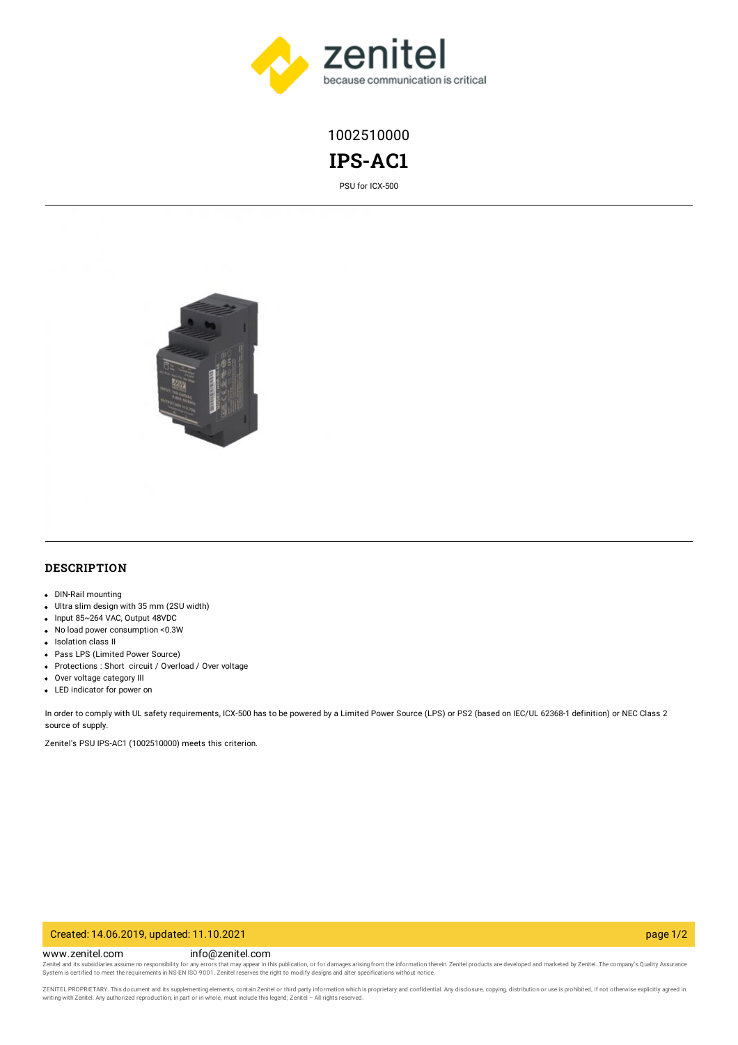1002510000

# IPS-AC1

PSU for ICX-500

## DESCRIPTION

- DIN-Rail mounting
- Ultra slim design with 35 mm (2SU width)
- Input 85~264 VAC, Output 48VDC
- No load power consumption <0.3W
- Isolation class II
- Pass LPS (Limited Power Source)
- Protections : Short circuit / Overload / Over voltage
- Over voltage category III
- LED indicator for power on

In order to comply with UL safety requirements, ICX-500 has to be powered by a Limited Power Source (LPS) or PS2 (based on IEC/UL 62368-1 definition) or NEC Class 2 source of supply.

Zenitel's PSU IPS-AC1 (1002510000) meets this criterion.

Created: 14.06.2019, updated: 11.10.2021

www.zenitel.com info@zenitel.com

Zenitel and its subsidiaries assume no responsibility for any errors that may appear in this publication, or for damages arising from the information therein. Zenitel products are developed and marketed by Zenitel. The company's Quality Assurance System is certified to meet the requirements in NS-EN ISO 9001. Zenitel reserves the right to modify designs and alter specifications without notice.

ZENITEL PROPRIETARY. This document and its supplementing elements, contain Zenitel or third party information which is proprietary and confidential. Any disclosure, copying, distribution or use is prohibited, if not otherwise explicitly agreed in writing with Zenitel. Any authorized reproduction, in part or in whole, must include this legend; Zenitel – All rights reserved.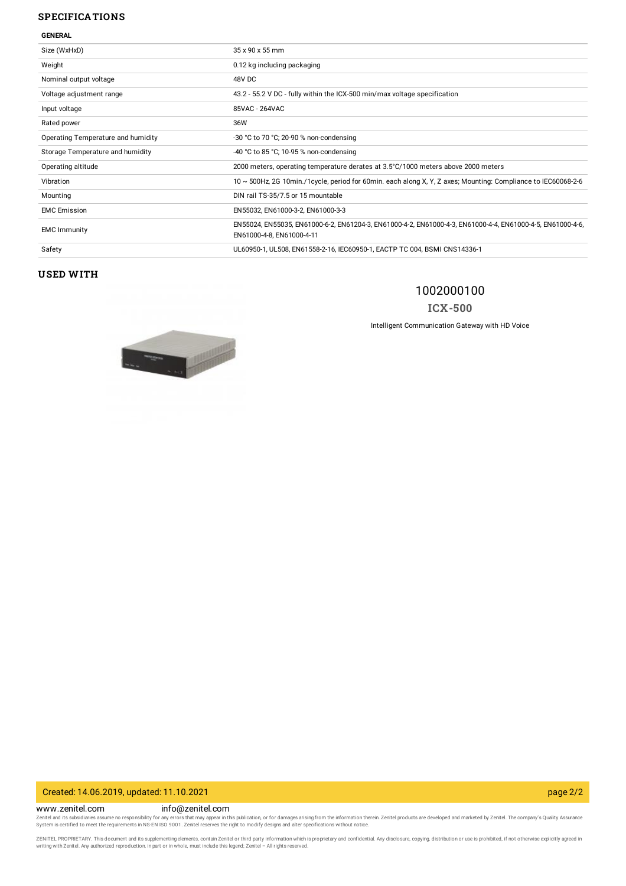## SPECIFICATIONS

| GENERAL | |
|---|---|
| Size (WxHxD) | 35 x 90 x 55 mm |
| Weight | 0.12 kg including packaging |
| Nominal output voltage | 48V DC |
| Voltage adjustment range | 43.2 - 55.2 V DC - fully within the ICX-500 min/max voltage specification |
| Input voltage | 85VAC - 264VAC |
| Rated power | 36W |
| Operating Temperature and humidity | -30 °C to 70 °C; 20-90 % non-condensing |
| Storage Temperature and humidity | -40 °C to 85 °C; 10-95 % non-condensing |
| Operating altitude | 2000 meters, operating temperature derates at 3.5°C/1000 meters above 2000 meters |
| Vibration | 10 ~ 500Hz, 2G 10min./1cycle, period for 60min. each along X, Y, Z axes; Mounting: Compliance to IEC60068-2-6 |
| Mounting | DIN rail TS-35/7.5 or 15 mountable |
| EMC Emission | EN55032, EN61000-3-2, EN61000-3-3 |
| EMC Immunity | EN55024, EN55035, EN61000-6-2, EN61204-3, EN61000-4-2, EN61000-4-3, EN61000-4-4, EN61000-4-5, EN61000-4-6, EN61000-4-8, EN61000-4-11 |
| Safety | UL60950-1, UL508, EN61558-2-16, IEC60950-1, EACTP TC 004, BSMI CNS14336-1 |

## USED WITH

1002000100

**ICX-500**

Intelligent Communication Gateway with HD Voice

Created: 14.06.2019, updated: 11.10.2021

www.zenitel.com info@zenitel.com

Zenitel and its subsidiaries assume no responsibility for any errors that may appear in this publication, or for damages arising from the information therein. Zenitel products are developed and marketed by Zenitel. The company's Quality Assurance System is certified to meet the requirements in NS-EN ISO 9001. Zenitel reserves the right to modify designs and alter specifications without notice.

ZENITEL PROPRIETARY. This document and its supplementing elements, contain Zenitel or third party information which is proprietary and confidential. Any disclosure, copying, distribution or use is prohibited, if not otherwise explicitly agreed in writing with Zenitel. Any authorized reproduction, in part or in whole, must include this legend; Zenitel – All rights reserved.